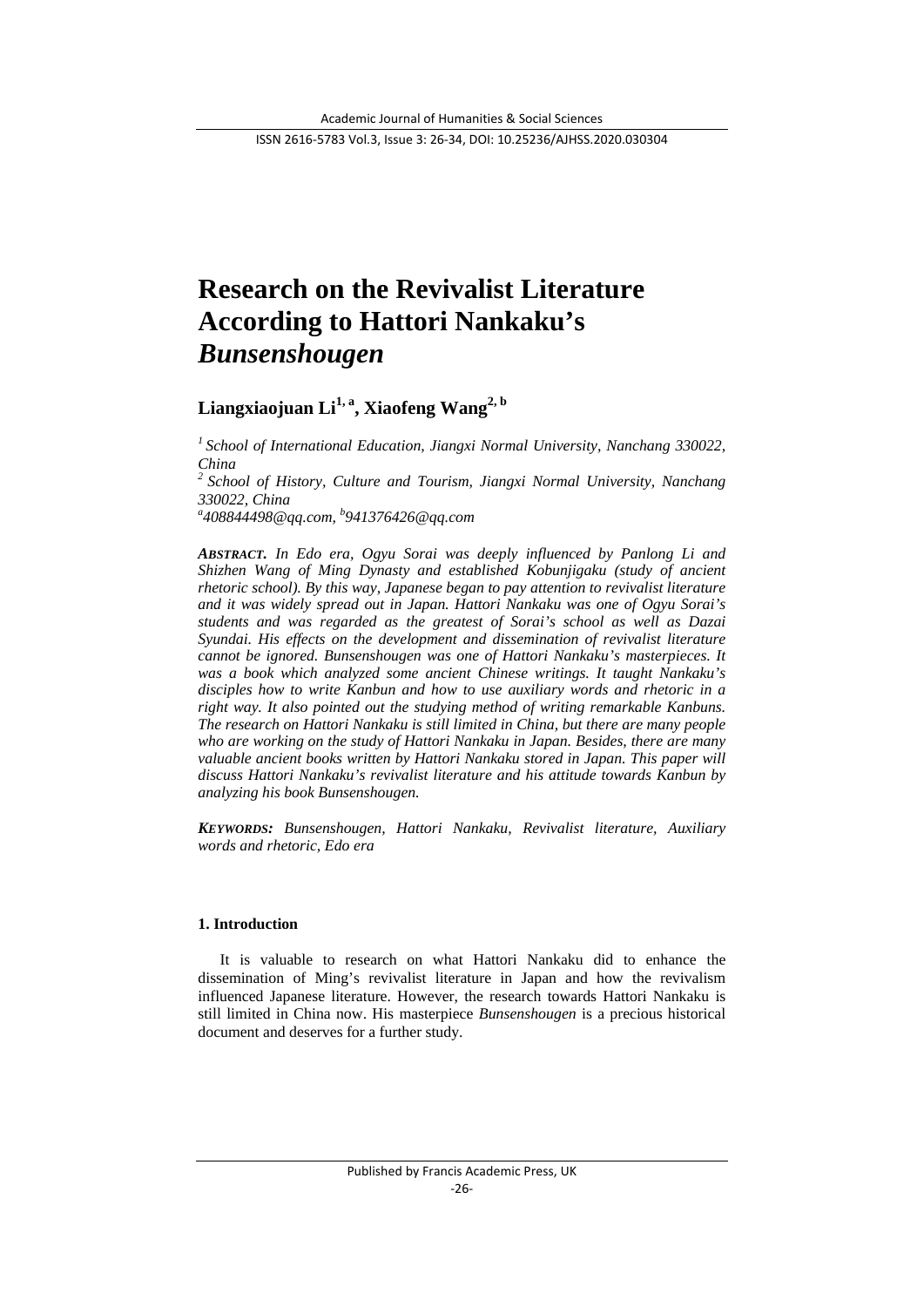# Research on the Revivalist Literature According to Hattori Nankaku's *Bunsenshougen*

**Liangxiaojuan Li[1, a], Xiaofeng Wang[2, b]**

*[1] School of International Education, Jiangxi Normal University, Nanchang 330022, China*

*[2] School of History, Culture and Tourism, Jiangxi Normal University, Nanchang 330022, China*

*[a]408844498@qq.com, [b]941376426@qq.com*

***ABSTRACT.*** *In Edo era, Ogyu Sorai was deeply influenced by Panlong Li and Shizhen Wang of Ming Dynasty and established Kobunjigaku (study of ancient rhetoric school). By this way, Japanese began to pay attention to revivalist literature and it was widely spread out in Japan. Hattori Nankaku was one of Ogyu Sorai's students and was regarded as the greatest of Sorai's school as well as Dazai Syundai. His effects on the development and dissemination of revivalist literature cannot be ignored. Bunsenshougen was one of Hattori Nankaku's masterpieces. It was a book which analyzed some ancient Chinese writings. It taught Nankaku's disciples how to write Kanbun and how to use auxiliary words and rhetoric in a right way. It also pointed out the studying method of writing remarkable Kanbuns. The research on Hattori Nankaku is still limited in China, but there are many people who are working on the study of Hattori Nankaku in Japan. Besides, there are many valuable ancient books written by Hattori Nankaku stored in Japan. This paper will discuss Hattori Nankaku's revivalist literature and his attitude towards Kanbun by analyzing his book Bunsenshougen.*

***KEYWORDS:*** *Bunsenshougen, Hattori Nankaku, Revivalist literature, Auxiliary words and rhetoric, Edo era*

## 1. Introduction

It is valuable to research on what Hattori Nankaku did to enhance the dissemination of Ming's revivalist literature in Japan and how the revivalism influenced Japanese literature. However, the research towards Hattori Nankaku is still limited in China now. His masterpiece *Bunsenshougen* is a precious historical document and deserves for a further study.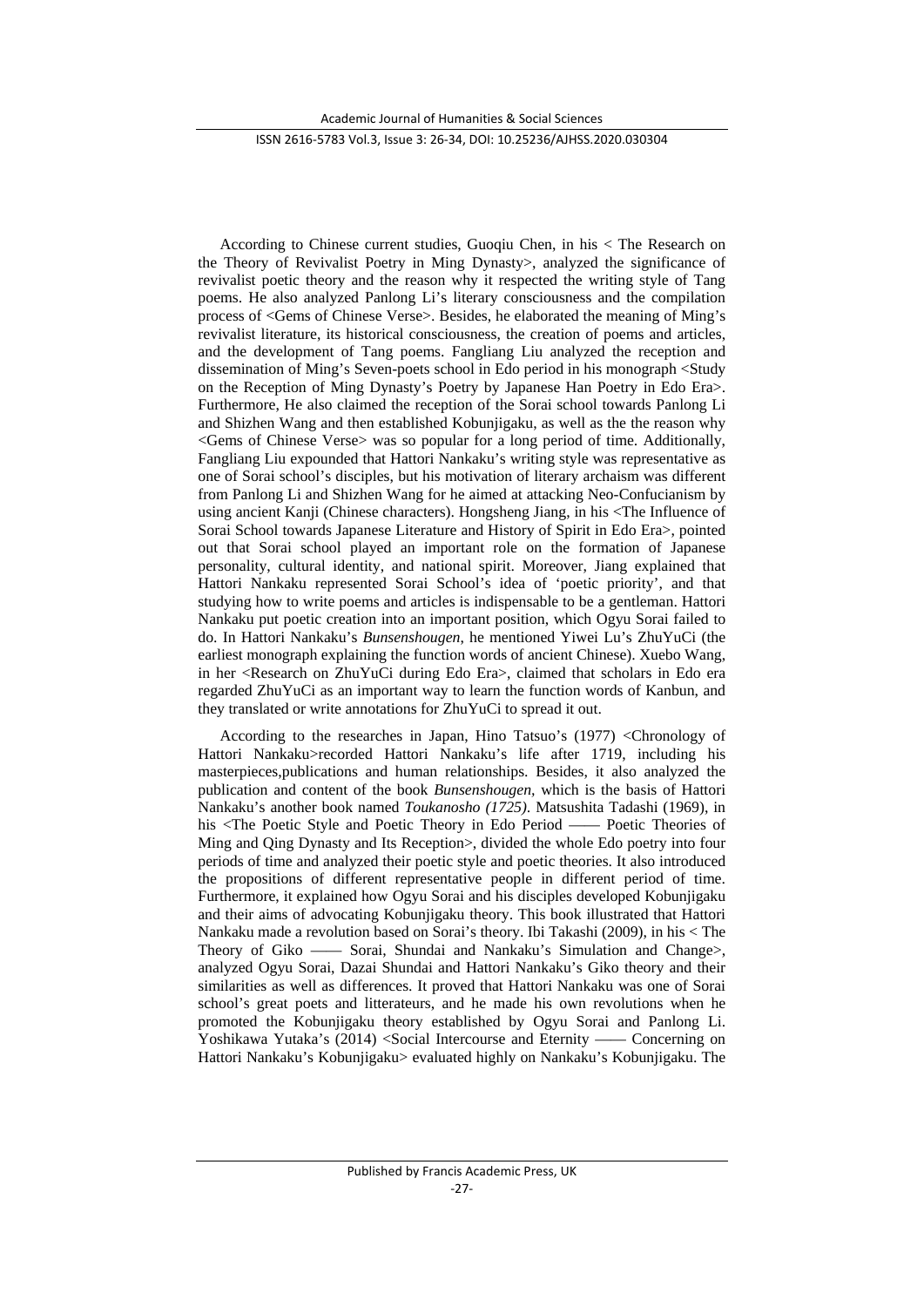According to Chinese current studies, Guoqiu Chen, in his < The Research on the Theory of Revivalist Poetry in Ming Dynasty>, analyzed the significance of revivalist poetic theory and the reason why it respected the writing style of Tang poems. He also analyzed Panlong Li's literary consciousness and the compilation process of <Gems of Chinese Verse>. Besides, he elaborated the meaning of Ming's revivalist literature, its historical consciousness, the creation of poems and articles, and the development of Tang poems. Fangliang Liu analyzed the reception and dissemination of Ming's Seven-poets school in Edo period in his monograph <Study on the Reception of Ming Dynasty's Poetry by Japanese Han Poetry in Edo Era>. Furthermore, He also claimed the reception of the Sorai school towards Panlong Li and Shizhen Wang and then established Kobunjigaku, as well as the the reason why <Gems of Chinese Verse> was so popular for a long period of time. Additionally, Fangliang Liu expounded that Hattori Nankaku's writing style was representative as one of Sorai school's disciples, but his motivation of literary archaism was different from Panlong Li and Shizhen Wang for he aimed at attacking Neo-Confucianism by using ancient Kanji (Chinese characters). Hongsheng Jiang, in his <The Influence of Sorai School towards Japanese Literature and History of Spirit in Edo Era>, pointed out that Sorai school played an important role on the formation of Japanese personality, cultural identity, and national spirit. Moreover, Jiang explained that Hattori Nankaku represented Sorai School's idea of 'poetic priority', and that studying how to write poems and articles is indispensable to be a gentleman. Hattori Nankaku put poetic creation into an important position, which Ogyu Sorai failed to do. In Hattori Nankaku's *Bunsenshougen*, he mentioned Yiwei Lu's ZhuYuCi (the earliest monograph explaining the function words of ancient Chinese). Xuebo Wang, in her <Research on ZhuYuCi during Edo Era>, claimed that scholars in Edo era regarded ZhuYuCi as an important way to learn the function words of Kanbun, and they translated or write annotations for ZhuYuCi to spread it out.

According to the researches in Japan, Hino Tatsuo's (1977) <Chronology of Hattori Nankaku>recorded Hattori Nankaku's life after 1719, including his masterpieces,publications and human relationships. Besides, it also analyzed the publication and content of the book *Bunsenshougen*, which is the basis of Hattori Nankaku's another book named *Toukanosho (1725)*. Matsushita Tadashi (1969), in his <The Poetic Style and Poetic Theory in Edo Period —— Poetic Theories of Ming and Qing Dynasty and Its Reception>, divided the whole Edo poetry into four periods of time and analyzed their poetic style and poetic theories. It also introduced the propositions of different representative people in different period of time. Furthermore, it explained how Ogyu Sorai and his disciples developed Kobunjigaku and their aims of advocating Kobunjigaku theory. This book illustrated that Hattori Nankaku made a revolution based on Sorai's theory. Ibi Takashi (2009), in his < The Theory of Giko —— Sorai, Shundai and Nankaku's Simulation and Change>, analyzed Ogyu Sorai, Dazai Shundai and Hattori Nankaku's Giko theory and their similarities as well as differences. It proved that Hattori Nankaku was one of Sorai school's great poets and litterateurs, and he made his own revolutions when he promoted the Kobunjigaku theory established by Ogyu Sorai and Panlong Li. Yoshikawa Yutaka's (2014) <Social Intercourse and Eternity —— Concerning on Hattori Nankaku's Kobunjigaku> evaluated highly on Nankaku's Kobunjigaku. The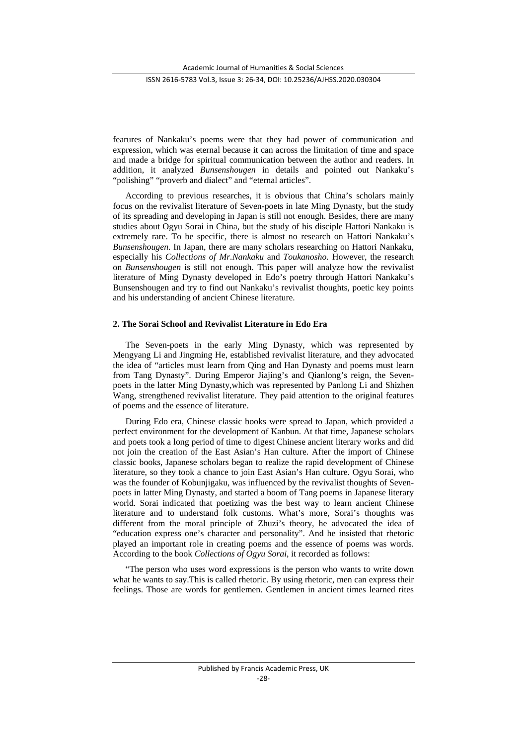fearures of Nankaku's poems were that they had power of communication and expression, which was eternal because it can across the limitation of time and space and made a bridge for spiritual communication between the author and readers. In addition, it analyzed *Bunsenshougen* in details and pointed out Nankaku's "polishing" "proverb and dialect" and "eternal articles".

According to previous researches, it is obvious that China's scholars mainly focus on the revivalist literature of Seven-poets in late Ming Dynasty, but the study of its spreading and developing in Japan is still not enough. Besides, there are many studies about Ogyu Sorai in China, but the study of his disciple Hattori Nankaku is extremely rare. To be specific, there is almost no research on Hattori Nankaku's *Bunsenshougen.* In Japan, there are many scholars researching on Hattori Nankaku, especially his *Collections of Mr.Nankaku* and *Toukanosho.* However, the research on *Bunsenshougen* is still not enough. This paper will analyze how the revivalist literature of Ming Dynasty developed in Edo's poetry through Hattori Nankaku's Bunsenshougen and try to find out Nankaku's revivalist thoughts, poetic key points and his understanding of ancient Chinese literature.

## 2. The Sorai School and Revivalist Literature in Edo Era

The Seven-poets in the early Ming Dynasty, which was represented by Mengyang Li and Jingming He, established revivalist literature, and they advocated the idea of "articles must learn from Qing and Han Dynasty and poems must learn from Tang Dynasty". During Emperor Jiajing's and Qianlong's reign, the Seven-poets in the latter Ming Dynasty,which was represented by Panlong Li and Shizhen Wang, strengthened revivalist literature. They paid attention to the original features of poems and the essence of literature.

During Edo era, Chinese classic books were spread to Japan, which provided a perfect environment for the development of Kanbun. At that time, Japanese scholars and poets took a long period of time to digest Chinese ancient literary works and did not join the creation of the East Asian's Han culture. After the import of Chinese classic books, Japanese scholars began to realize the rapid development of Chinese literature, so they took a chance to join East Asian's Han culture. Ogyu Sorai, who was the founder of Kobunjigaku, was influenced by the revivalist thoughts of Seven-poets in latter Ming Dynasty, and started a boom of Tang poems in Japanese literary world. Sorai indicated that poetizing was the best way to learn ancient Chinese literature and to understand folk customs. What's more, Sorai's thoughts was different from the moral principle of Zhuzi's theory, he advocated the idea of "education express one's character and personality". And he insisted that rhetoric played an important role in creating poems and the essence of poems was words. According to the book *Collections of Ogyu Sorai*, it recorded as follows:

"The person who uses word expressions is the person who wants to write down what he wants to say.This is called rhetoric. By using rhetoric, men can express their feelings. Those are words for gentlemen. Gentlemen in ancient times learned rites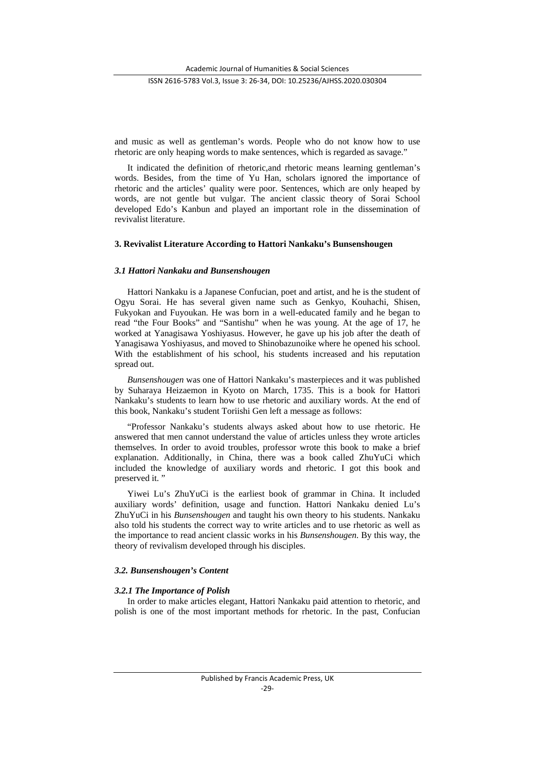and music as well as gentleman's words. People who do not know how to use rhetoric are only heaping words to make sentences, which is regarded as savage."

It indicated the definition of rhetoric,and rhetoric means learning gentleman's words. Besides, from the time of Yu Han, scholars ignored the importance of rhetoric and the articles' quality were poor. Sentences, which are only heaped by words, are not gentle but vulgar. The ancient classic theory of Sorai School developed Edo's Kanbun and played an important role in the dissemination of revivalist literature.

## 3. Revivalist Literature According to Hattori Nankaku's Bunsenshougen

### *3.1 Hattori Nankaku and Bunsenshougen*

Hattori Nankaku is a Japanese Confucian, poet and artist, and he is the student of Ogyu Sorai. He has several given name such as Genkyo, Kouhachi, Shisen, Fukyokan and Fuyoukan. He was born in a well-educated family and he began to read "the Four Books" and "Santishu" when he was young. At the age of 17, he worked at Yanagisawa Yoshiyasus. However, he gave up his job after the death of Yanagisawa Yoshiyasus, and moved to Shinobazunoike where he opened his school. With the establishment of his school, his students increased and his reputation spread out.

*Bunsenshougen* was one of Hattori Nankaku's masterpieces and it was published by Suharaya Heizaemon in Kyoto on March, 1735. This is a book for Hattori Nankaku's students to learn how to use rhetoric and auxiliary words. At the end of this book, Nankaku's student Toriishi Gen left a message as follows:

"Professor Nankaku's students always asked about how to use rhetoric. He answered that men cannot understand the value of articles unless they wrote articles themselves. In order to avoid troubles, professor wrote this book to make a brief explanation. Additionally, in China, there was a book called ZhuYuCi which included the knowledge of auxiliary words and rhetoric. I got this book and preserved it. "

Yiwei Lu's ZhuYuCi is the earliest book of grammar in China. It included auxiliary words' definition, usage and function. Hattori Nankaku denied Lu's ZhuYuCi in his *Bunsenshougen* and taught his own theory to his students. Nankaku also told his students the correct way to write articles and to use rhetoric as well as the importance to read ancient classic works in his *Bunsenshougen*. By this way, the theory of revivalism developed through his disciples.

### *3.2. Bunsenshougen's Content*

#### *3.2.1 The Importance of Polish*

In order to make articles elegant, Hattori Nankaku paid attention to rhetoric, and polish is one of the most important methods for rhetoric. In the past, Confucian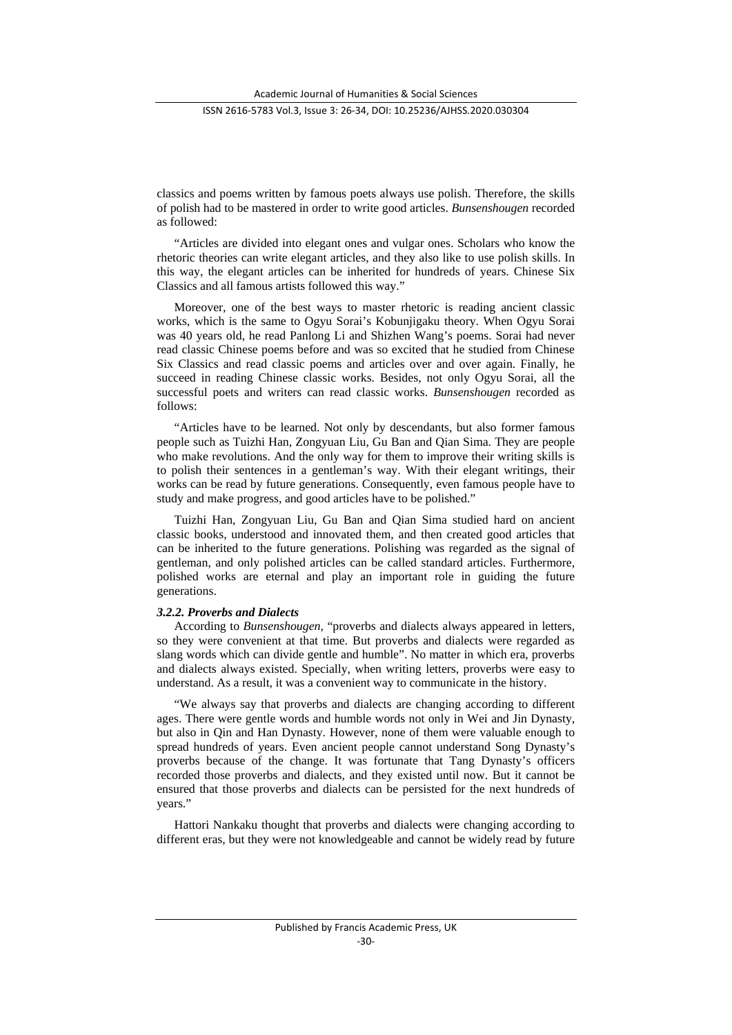classics and poems written by famous poets always use polish. Therefore, the skills of polish had to be mastered in order to write good articles. *Bunsenshougen* recorded as followed:

"Articles are divided into elegant ones and vulgar ones. Scholars who know the rhetoric theories can write elegant articles, and they also like to use polish skills. In this way, the elegant articles can be inherited for hundreds of years. Chinese Six Classics and all famous artists followed this way."

Moreover, one of the best ways to master rhetoric is reading ancient classic works, which is the same to Ogyu Sorai's Kobunjigaku theory. When Ogyu Sorai was 40 years old, he read Panlong Li and Shizhen Wang's poems. Sorai had never read classic Chinese poems before and was so excited that he studied from Chinese Six Classics and read classic poems and articles over and over again. Finally, he succeed in reading Chinese classic works. Besides, not only Ogyu Sorai, all the successful poets and writers can read classic works. *Bunsenshougen* recorded as follows:

"Articles have to be learned. Not only by descendants, but also former famous people such as Tuizhi Han, Zongyuan Liu, Gu Ban and Qian Sima. They are people who make revolutions. And the only way for them to improve their writing skills is to polish their sentences in a gentleman's way. With their elegant writings, their works can be read by future generations. Consequently, even famous people have to study and make progress, and good articles have to be polished."

Tuizhi Han, Zongyuan Liu, Gu Ban and Qian Sima studied hard on ancient classic books, understood and innovated them, and then created good articles that can be inherited to the future generations. Polishing was regarded as the signal of gentleman, and only polished articles can be called standard articles. Furthermore, polished works are eternal and play an important role in guiding the future generations.

#### *3.2.2. Proverbs and Dialects*

According to *Bunsenshougen*, "proverbs and dialects always appeared in letters, so they were convenient at that time. But proverbs and dialects were regarded as slang words which can divide gentle and humble". No matter in which era, proverbs and dialects always existed. Specially, when writing letters, proverbs were easy to understand. As a result, it was a convenient way to communicate in the history.

"We always say that proverbs and dialects are changing according to different ages. There were gentle words and humble words not only in Wei and Jin Dynasty, but also in Qin and Han Dynasty. However, none of them were valuable enough to spread hundreds of years. Even ancient people cannot understand Song Dynasty's proverbs because of the change. It was fortunate that Tang Dynasty's officers recorded those proverbs and dialects, and they existed until now. But it cannot be ensured that those proverbs and dialects can be persisted for the next hundreds of years."

Hattori Nankaku thought that proverbs and dialects were changing according to different eras, but they were not knowledgeable and cannot be widely read by future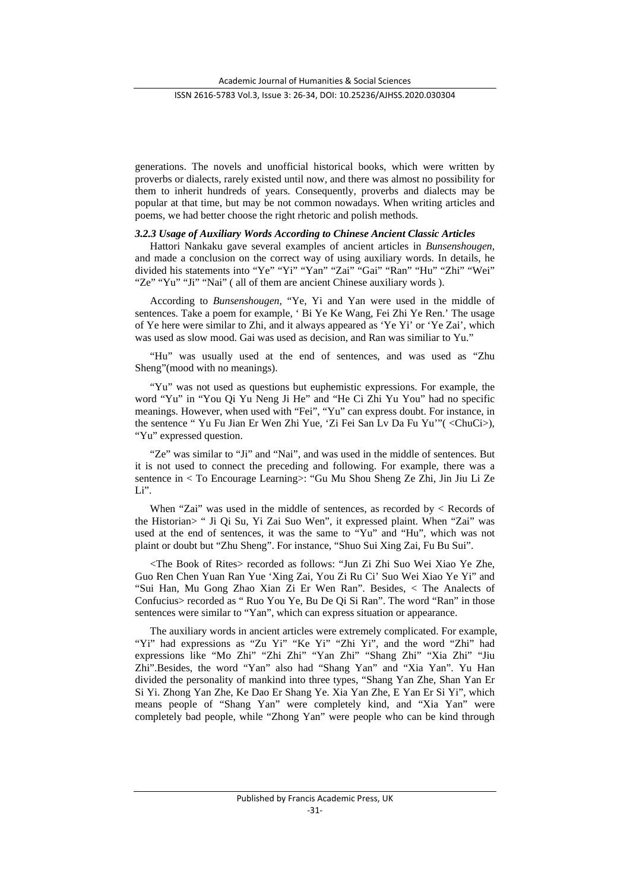generations. The novels and unofficial historical books, which were written by proverbs or dialects, rarely existed until now, and there was almost no possibility for them to inherit hundreds of years. Consequently, proverbs and dialects may be popular at that time, but may be not common nowadays. When writing articles and poems, we had better choose the right rhetoric and polish methods.

#### *3.2.3 Usage of Auxiliary Words According to Chinese Ancient Classic Articles*

Hattori Nankaku gave several examples of ancient articles in *Bunsenshougen*, and made a conclusion on the correct way of using auxiliary words. In details, he divided his statements into "Ye" "Yi" "Yan" "Zai" "Gai" "Ran" "Hu" "Zhi" "Wei" "Ze" "Yu" "Ji" "Nai" ( all of them are ancient Chinese auxiliary words ).

According to *Bunsenshougen*, "Ye, Yi and Yan were used in the middle of sentences. Take a poem for example, ' Bi Ye Ke Wang, Fei Zhi Ye Ren.' The usage of Ye here were similar to Zhi, and it always appeared as 'Ye Yi' or 'Ye Zai', which was used as slow mood. Gai was used as decision, and Ran was similiar to Yu."

"Hu" was usually used at the end of sentences, and was used as "Zhu Sheng"(mood with no meanings).

"Yu" was not used as questions but euphemistic expressions. For example, the word "Yu" in "You Qi Yu Neng Ji He" and "He Ci Zhi Yu You" had no specific meanings. However, when used with "Fei", "Yu" can express doubt. For instance, in the sentence " Yu Fu Jian Er Wen Zhi Yue, 'Zi Fei San Lv Da Fu Yu'"( <ChuCi>), "Yu" expressed question.

"Ze" was similar to "Ji" and "Nai", and was used in the middle of sentences. But it is not used to connect the preceding and following. For example, there was a sentence in < To Encourage Learning>: "Gu Mu Shou Sheng Ze Zhi, Jin Jiu Li Ze Li".

When "Zai" was used in the middle of sentences, as recorded by < Records of the Historian> " Ji Qi Su, Yi Zai Suo Wen", it expressed plaint. When "Zai" was used at the end of sentences, it was the same to "Yu" and "Hu", which was not plaint or doubt but "Zhu Sheng". For instance, "Shuo Sui Xing Zai, Fu Bu Sui".

<The Book of Rites> recorded as follows: "Jun Zi Zhi Suo Wei Xiao Ye Zhe, Guo Ren Chen Yuan Ran Yue 'Xing Zai, You Zi Ru Ci' Suo Wei Xiao Ye Yi" and "Sui Han, Mu Gong Zhao Xian Zi Er Wen Ran". Besides, < The Analects of Confucius> recorded as " Ruo You Ye, Bu De Qi Si Ran". The word "Ran" in those sentences were similar to "Yan", which can express situation or appearance.

The auxiliary words in ancient articles were extremely complicated. For example, "Yi" had expressions as "Zu Yi" "Ke Yi" "Zhi Yi", and the word "Zhi" had expressions like "Mo Zhi" "Zhi Zhi" "Yan Zhi" "Shang Zhi" "Xia Zhi" "Jiu Zhi".Besides, the word "Yan" also had "Shang Yan" and "Xia Yan". Yu Han divided the personality of mankind into three types, "Shang Yan Zhe, Shan Yan Er Si Yi. Zhong Yan Zhe, Ke Dao Er Shang Ye. Xia Yan Zhe, E Yan Er Si Yi", which means people of "Shang Yan" were completely kind, and "Xia Yan" were completely bad people, while "Zhong Yan" were people who can be kind through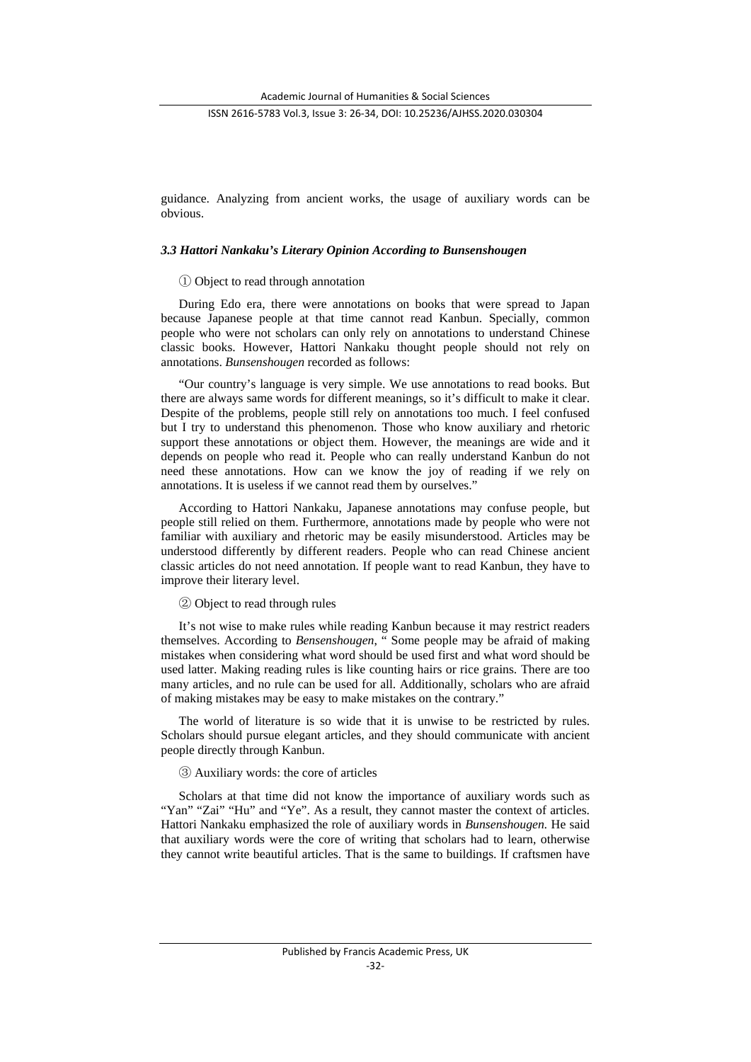guidance. Analyzing from ancient works, the usage of auxiliary words can be obvious.

### *3.3 Hattori Nankaku's Literary Opinion According to Bunsenshougen*

① Object to read through annotation

During Edo era, there were annotations on books that were spread to Japan because Japanese people at that time cannot read Kanbun. Specially, common people who were not scholars can only rely on annotations to understand Chinese classic books. However, Hattori Nankaku thought people should not rely on annotations. *Bunsenshougen* recorded as follows:

"Our country's language is very simple. We use annotations to read books. But there are always same words for different meanings, so it's difficult to make it clear. Despite of the problems, people still rely on annotations too much. I feel confused but I try to understand this phenomenon. Those who know auxiliary and rhetoric support these annotations or object them. However, the meanings are wide and it depends on people who read it. People who can really understand Kanbun do not need these annotations. How can we know the joy of reading if we rely on annotations. It is useless if we cannot read them by ourselves."

According to Hattori Nankaku, Japanese annotations may confuse people, but people still relied on them. Furthermore, annotations made by people who were not familiar with auxiliary and rhetoric may be easily misunderstood. Articles may be understood differently by different readers. People who can read Chinese ancient classic articles do not need annotation. If people want to read Kanbun, they have to improve their literary level.

② Object to read through rules

It's not wise to make rules while reading Kanbun because it may restrict readers themselves. According to *Bensenshougen*, " Some people may be afraid of making mistakes when considering what word should be used first and what word should be used latter. Making reading rules is like counting hairs or rice grains. There are too many articles, and no rule can be used for all. Additionally, scholars who are afraid of making mistakes may be easy to make mistakes on the contrary."

The world of literature is so wide that it is unwise to be restricted by rules. Scholars should pursue elegant articles, and they should communicate with ancient people directly through Kanbun.

③ Auxiliary words: the core of articles

Scholars at that time did not know the importance of auxiliary words such as "Yan" "Zai" "Hu" and "Ye". As a result, they cannot master the context of articles. Hattori Nankaku emphasized the role of auxiliary words in *Bunsenshougen*. He said that auxiliary words were the core of writing that scholars had to learn, otherwise they cannot write beautiful articles. That is the same to buildings. If craftsmen have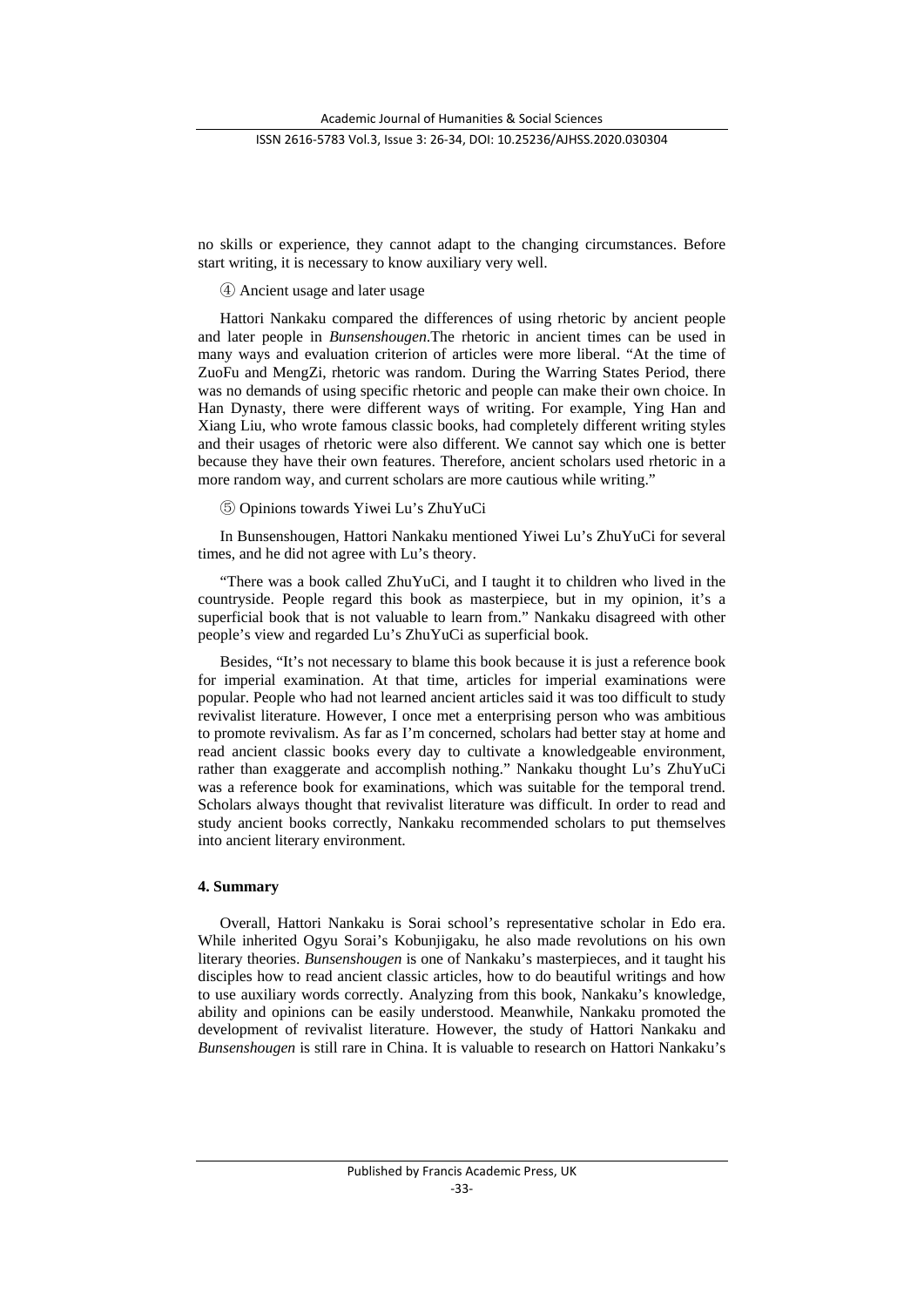no skills or experience, they cannot adapt to the changing circumstances. Before start writing, it is necessary to know auxiliary very well.

④ Ancient usage and later usage

Hattori Nankaku compared the differences of using rhetoric by ancient people and later people in *Bunsenshougen*.The rhetoric in ancient times can be used in many ways and evaluation criterion of articles were more liberal. "At the time of ZuoFu and MengZi, rhetoric was random. During the Warring States Period, there was no demands of using specific rhetoric and people can make their own choice. In Han Dynasty, there were different ways of writing. For example, Ying Han and Xiang Liu, who wrote famous classic books, had completely different writing styles and their usages of rhetoric were also different. We cannot say which one is better because they have their own features. Therefore, ancient scholars used rhetoric in a more random way, and current scholars are more cautious while writing."

⑤ Opinions towards Yiwei Lu's ZhuYuCi

In Bunsenshougen, Hattori Nankaku mentioned Yiwei Lu's ZhuYuCi for several times, and he did not agree with Lu's theory.

"There was a book called ZhuYuCi, and I taught it to children who lived in the countryside. People regard this book as masterpiece, but in my opinion, it's a superficial book that is not valuable to learn from." Nankaku disagreed with other people's view and regarded Lu's ZhuYuCi as superficial book.

Besides, "It's not necessary to blame this book because it is just a reference book for imperial examination. At that time, articles for imperial examinations were popular. People who had not learned ancient articles said it was too difficult to study revivalist literature. However, I once met a enterprising person who was ambitious to promote revivalism. As far as I'm concerned, scholars had better stay at home and read ancient classic books every day to cultivate a knowledgeable environment, rather than exaggerate and accomplish nothing." Nankaku thought Lu's ZhuYuCi was a reference book for examinations, which was suitable for the temporal trend. Scholars always thought that revivalist literature was difficult. In order to read and study ancient books correctly, Nankaku recommended scholars to put themselves into ancient literary environment.

## 4. Summary

Overall, Hattori Nankaku is Sorai school's representative scholar in Edo era. While inherited Ogyu Sorai's Kobunjigaku, he also made revolutions on his own literary theories. *Bunsenshougen* is one of Nankaku's masterpieces, and it taught his disciples how to read ancient classic articles, how to do beautiful writings and how to use auxiliary words correctly. Analyzing from this book, Nankaku's knowledge, ability and opinions can be easily understood. Meanwhile, Nankaku promoted the development of revivalist literature. However, the study of Hattori Nankaku and *Bunsenshougen* is still rare in China. It is valuable to research on Hattori Nankaku's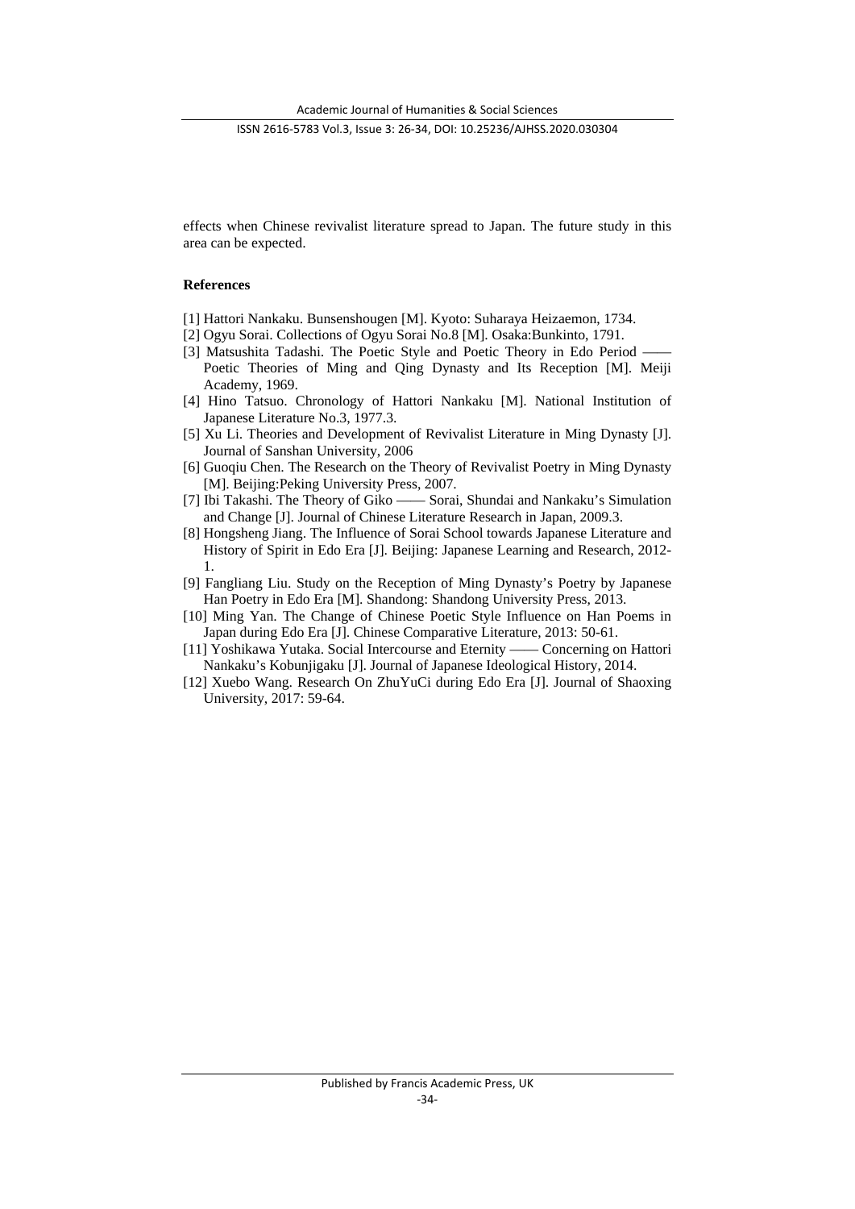effects when Chinese revivalist literature spread to Japan. The future study in this area can be expected.

## References

[1] Hattori Nankaku. Bunsenshougen [M]. Kyoto: Suharaya Heizaemon, 1734.

[2] Ogyu Sorai. Collections of Ogyu Sorai No.8 [M]. Osaka:Bunkinto, 1791.

[3] Matsushita Tadashi. The Poetic Style and Poetic Theory in Edo Period —— Poetic Theories of Ming and Qing Dynasty and Its Reception [M]. Meiji Academy, 1969.

[4] Hino Tatsuo. Chronology of Hattori Nankaku [M]. National Institution of Japanese Literature No.3, 1977.3.

[5] Xu Li. Theories and Development of Revivalist Literature in Ming Dynasty [J]. Journal of Sanshan University, 2006

[6] Guoqiu Chen. The Research on the Theory of Revivalist Poetry in Ming Dynasty [M]. Beijing:Peking University Press, 2007.

[7] Ibi Takashi. The Theory of Giko —— Sorai, Shundai and Nankaku's Simulation and Change [J]. Journal of Chinese Literature Research in Japan, 2009.3.

[8] Hongsheng Jiang. The Influence of Sorai School towards Japanese Literature and History of Spirit in Edo Era [J]. Beijing: Japanese Learning and Research, 2012-1.

[9] Fangliang Liu. Study on the Reception of Ming Dynasty's Poetry by Japanese Han Poetry in Edo Era [M]. Shandong: Shandong University Press, 2013.

[10] Ming Yan. The Change of Chinese Poetic Style Influence on Han Poems in Japan during Edo Era [J]. Chinese Comparative Literature, 2013: 50-61.

[11] Yoshikawa Yutaka. Social Intercourse and Eternity —— Concerning on Hattori Nankaku's Kobunjigaku [J]. Journal of Japanese Ideological History, 2014.

[12] Xuebo Wang. Research On ZhuYuCi during Edo Era [J]. Journal of Shaoxing University, 2017: 59-64.